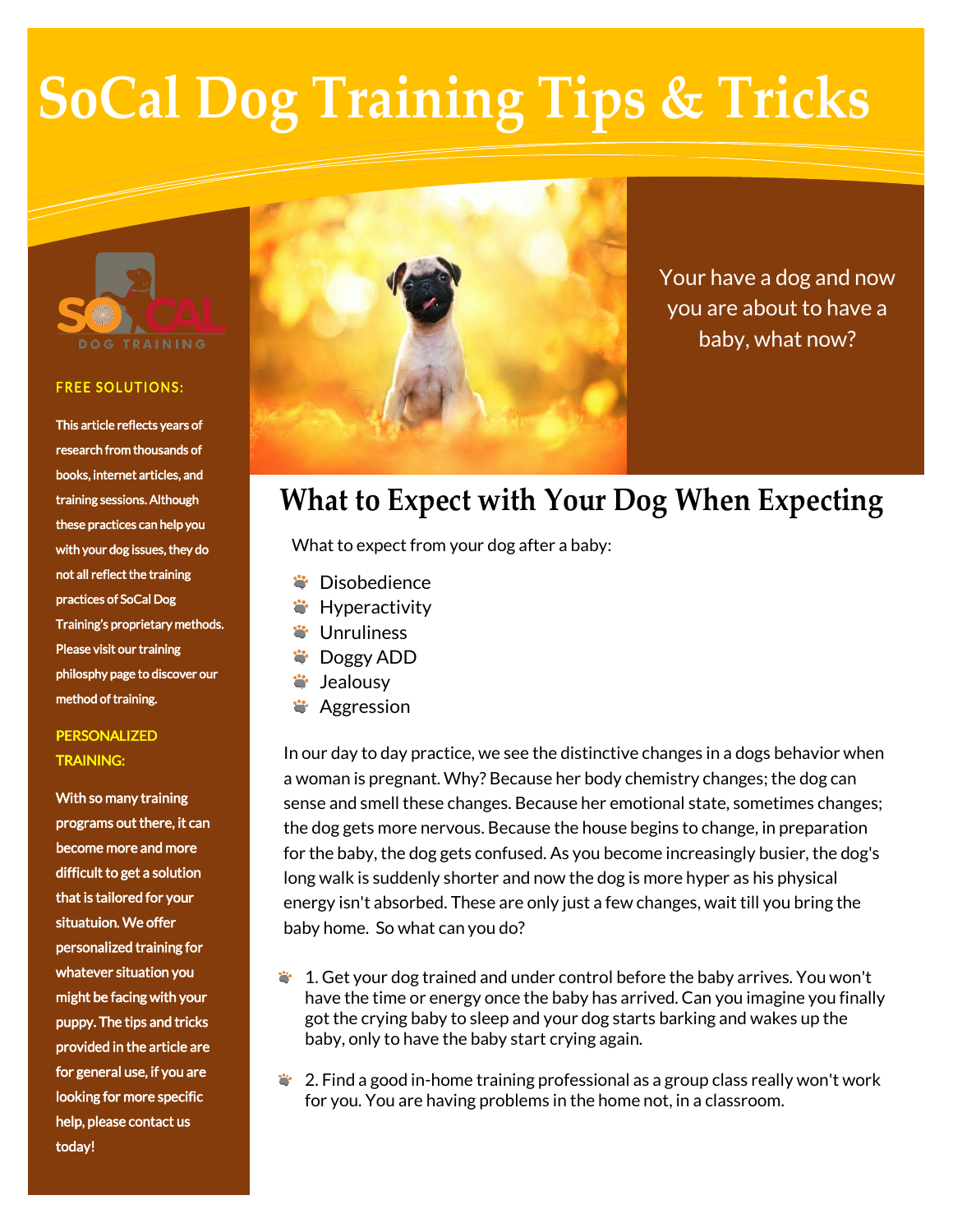# SoCal Dog Training Tips & Tricks

SO CAL DOG TRAINING

**FREE SOLUTIONS:**

This article reflects years of research from thousands of books, internet articles, and training sessions. Although these practices can help you with your dog issues, they do not all reflect the training practices of SoCal Dog Training's proprietary methods. Please visit our training philosphy page to discover our method of training.

**PERSONALIZED TRAINING:**

With so many training programs out there, it can become more and more difficult to get a solution that is tailored for your situatuion. We offer personalized training for whatever situation you might be facing with your puppy. The tips and tricks provided in the article are for general use, if you are looking for more specific help, please contact us today!

Your have a dog and now you are about to have a baby, what now?

## What to Expect with Your Dog When Expecting

What to expect from your dog after a baby:

- Disobedience
- Hyperactivity
- Unruliness
- Doggy ADD
- Jealousy
- Aggression

In our day to day practice, we see the distinctive changes in a dogs behavior when a woman is pregnant. Why? Because her body chemistry changes; the dog can sense and smell these changes. Because her emotional state, sometimes changes; the dog gets more nervous. Because the house begins to change, in preparation for the baby, the dog gets confused. As you become increasingly busier, the dog's long walk is suddenly shorter and now the dog is more hyper as his physical energy isn't absorbed. These are only just a few changes, wait till you bring the baby home. So what can you do?

- 1. Get your dog trained and under control before the baby arrives. You won't have the time or energy once the baby has arrived. Can you imagine you finally got the crying baby to sleep and your dog starts barking and wakes up the baby, only to have the baby start crying again.
- 2. Find a good in-home training professional as a group class really won't work for you. You are having problems in the home not, in a classroom.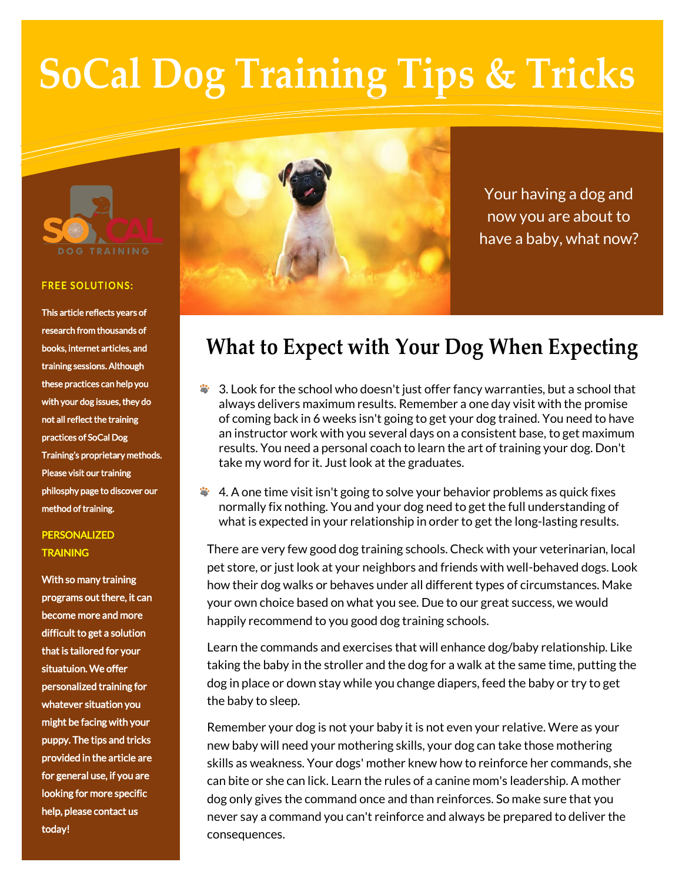# SoCal Dog Training Tips & Tricks

Your having a dog and now you are about to have a baby, what now?

## What to Expect with Your Dog When Expecting

- 3. Look for the school who doesn't just offer fancy warranties, but a school that always delivers maximum results. Remember a one day visit with the promise of coming back in 6 weeks isn't going to get your dog trained. You need to have an instructor work with you several days on a consistent base, to get maximum results. You need a personal coach to learn the art of training your dog. Don't take my word for it. Just look at the graduates.
- 4. A one time visit isn't going to solve your behavior problems as quick fixes normally fix nothing. You and your dog need to get the full understanding of what is expected in your relationship in order to get the long-lasting results.

There are very few good dog training schools. Check with your veterinarian, local pet store, or just look at your neighbors and friends with well-behaved dogs. Look how their dog walks or behaves under all different types of circumstances. Make your own choice based on what you see. Due to our great success, we would happily recommend to you good dog training schools.

Learn the commands and exercises that will enhance dog/baby relationship. Like taking the baby in the stroller and the dog for a walk at the same time, putting the dog in place or down stay while you change diapers, feed the baby or try to get the baby to sleep.

Remember your dog is not your baby it is not even your relative. Were as your new baby will need your mothering skills, your dog can take those mothering skills as weakness. Your dogs' mother knew how to reinforce her commands, she can bite or she can lick. Learn the rules of a canine mom's leadership. A mother dog only gives the command once and than reinforces. So make sure that you never say a command you can't reinforce and always be prepared to deliver the consequences.

SOCAL DOG TRAINING

**FREE SOLUTIONS:**

This article reflects years of research from thousands of books, internet articles, and training sessions. Although these practices can help you with your dog issues, they do not all reflect the training practices of SoCal Dog Training's proprietary methods. Please visit our training philosphy page to discover our method of training.

**PERSONALIZED TRAINING**

With so many training programs out there, it can become more and more difficult to get a solution that is tailored for your situatuion. We offer personalized training for whatever situation you might be facing with your puppy. The tips and tricks provided in the article are for general use, if you are looking for more specific help, please contact us today!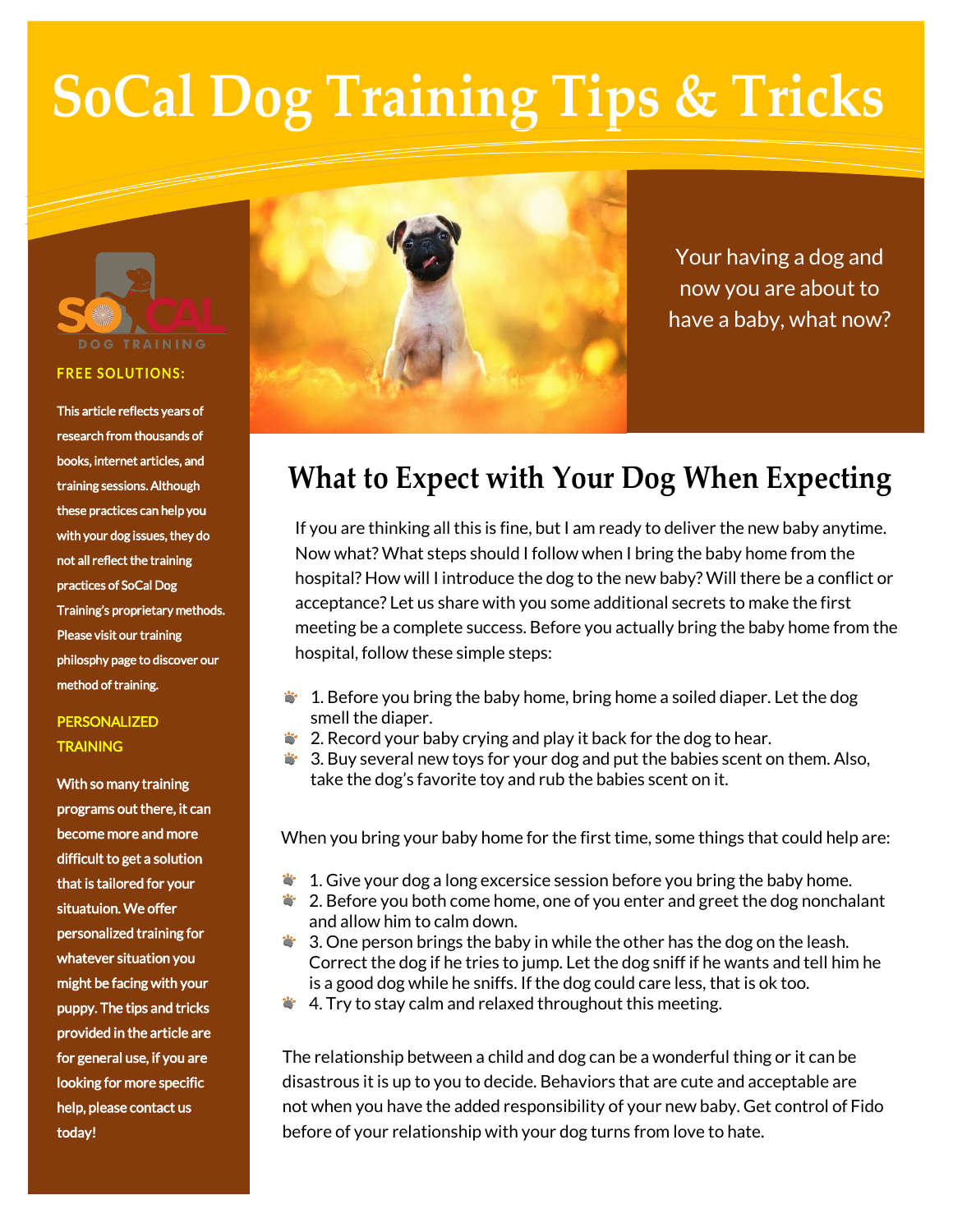# SoCal Dog Training Tips & Tricks

Your having a dog and now you are about to have a baby, what now?

## What to Expect with Your Dog When Expecting

If you are thinking all this is fine, but I am ready to deliver the new baby anytime. Now what? What steps should I follow when I bring the baby home from the hospital? How will I introduce the dog to the new baby? Will there be a conflict or acceptance? Let us share with you some additional secrets to make the first meeting be a complete success. Before you actually bring the baby home from the hospital, follow these simple steps:

- 1. Before you bring the baby home, bring home a soiled diaper. Let the dog smell the diaper.
- 2. Record your baby crying and play it back for the dog to hear.
- 3. Buy several new toys for your dog and put the babies scent on them. Also, take the dog's favorite toy and rub the babies scent on it.

When you bring your baby home for the first time, some things that could help are:

- 1. Give your dog a long excersice session before you bring the baby home.
- 2. Before you both come home, one of you enter and greet the dog nonchalant and allow him to calm down.
- 3. One person brings the baby in while the other has the dog on the leash. Correct the dog if he tries to jump. Let the dog sniff if he wants and tell him he is a good dog while he sniffs. If the dog could care less, that is ok too.
- 4. Try to stay calm and relaxed throughout this meeting.

The relationship between a child and dog can be a wonderful thing or it can be disastrous it is up to you to decide. Behaviors that are cute and acceptable are not when you have the added responsibility of your new baby. Get control of Fido before of your relationship with your dog turns from love to hate.

SOCAL DOG TRAINING

**FREE SOLUTIONS:**

**This article reflects years of research from thousands of books, internet articles, and training sessions. Although these practices can help you with your dog issues, they do not all reflect the training practices of SoCal Dog Training's proprietary methods. Please visit our training philosphy page to discover our method of training.**

**PERSONALIZED TRAINING**

**With so many training programs out there, it can become more and more difficult to get a solution that is tailored for your situatuion. We offer personalized training for whatever situation you might be facing with your puppy. The tips and tricks provided in the article are for general use, if you are looking for more specific help, please contact us today!**